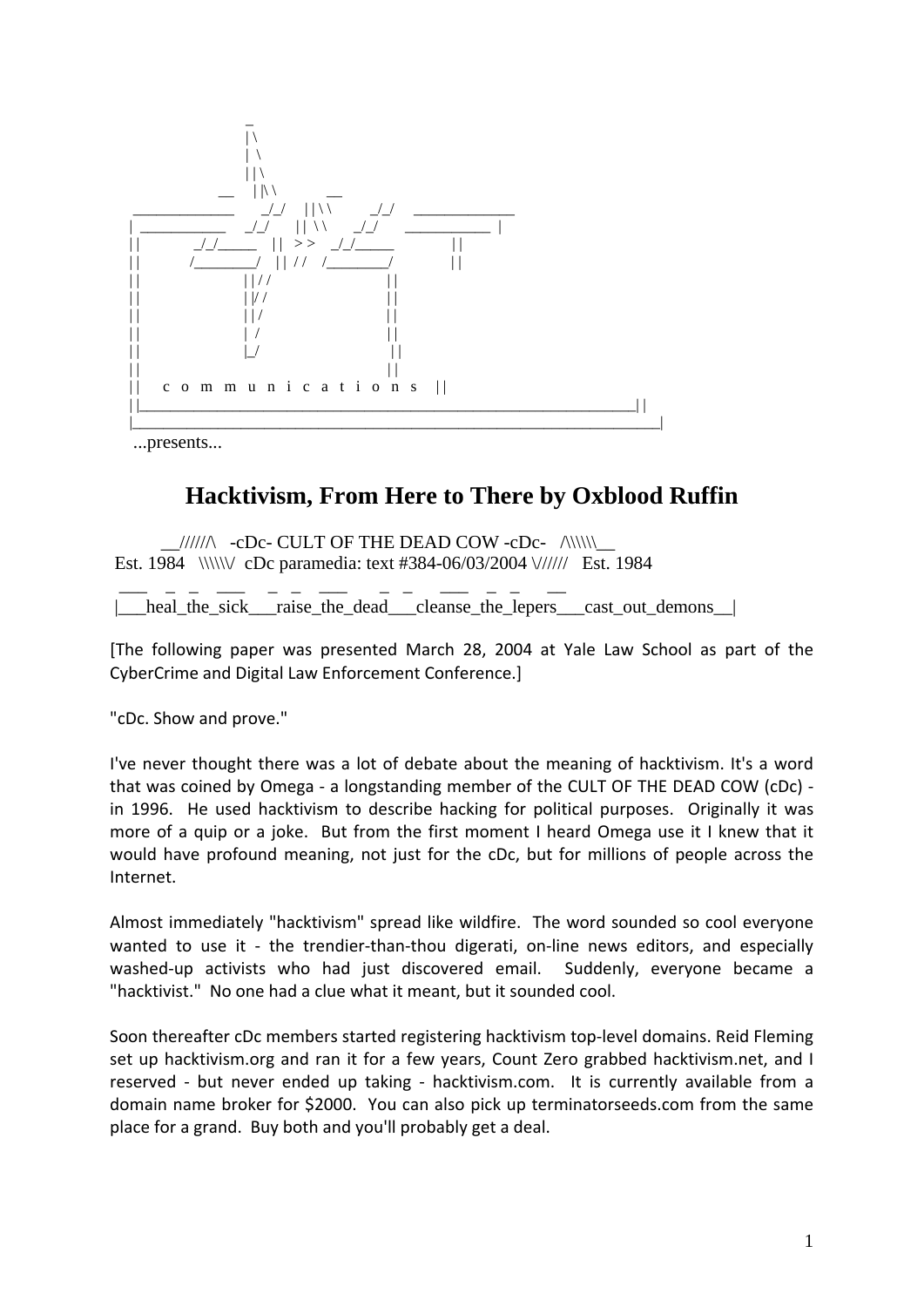```
                 _
                |\
                | \
                | |\
          __    | |\ \       __
  ___________  _/_/   | |\ \     _/_/  ___________
 | __________  _/_/   | | \ \   _/_/  __________ |
 | |      _/_/_____   | |  > >  _/_/_____      | |
 | |     /________/   | | / /  /________/      | |
 | |            | | / /            | |
 | |            | |/ /             | |
 | |            | | /              | |
 | |            | /                | |
 | |            |_/                | |
 | |                               | |
 | |   c o m m u n i c a t i o n s   | |
 | |_______________________________________________| |
 |___________________________________________________|
```

...presents...

# Hacktivism, From Here to There by Oxblood Ruffin

```
   __//////\   -cDc- CULT OF THE DEAD COW -cDc-   /\\\\\\__
Est. 1984   \\\\\\/  cDc paramedia: text #384-06/03/2004 \//////   Est. 1984
 ___   _  _   ___    _  _   ___     _  _    ___   _  _    __
|___heal_the_sick___raise_the_dead___cleanse_the_lepers___cast_out_demons__|
```

[The following paper was presented March 28, 2004 at Yale Law School as part of the CyberCrime and Digital Law Enforcement Conference.]

"cDc. Show and prove."

I've never thought there was a lot of debate about the meaning of hacktivism. It's a word that was coined by Omega - a longstanding member of the CULT OF THE DEAD COW (cDc) - in 1996. He used hacktivism to describe hacking for political purposes. Originally it was more of a quip or a joke. But from the first moment I heard Omega use it I knew that it would have profound meaning, not just for the cDc, but for millions of people across the Internet.

Almost immediately "hacktivism" spread like wildfire. The word sounded so cool everyone wanted to use it - the trendier-than-thou digerati, on-line news editors, and especially washed-up activists who had just discovered email. Suddenly, everyone became a "hacktivist." No one had a clue what it meant, but it sounded cool.

Soon thereafter cDc members started registering hacktivism top-level domains. Reid Fleming set up hacktivism.org and ran it for a few years, Count Zero grabbed hacktivism.net, and I reserved - but never ended up taking - hacktivism.com. It is currently available from a domain name broker for $2000. You can also pick up terminatorseeds.com from the same place for a grand. Buy both and you'll probably get a deal.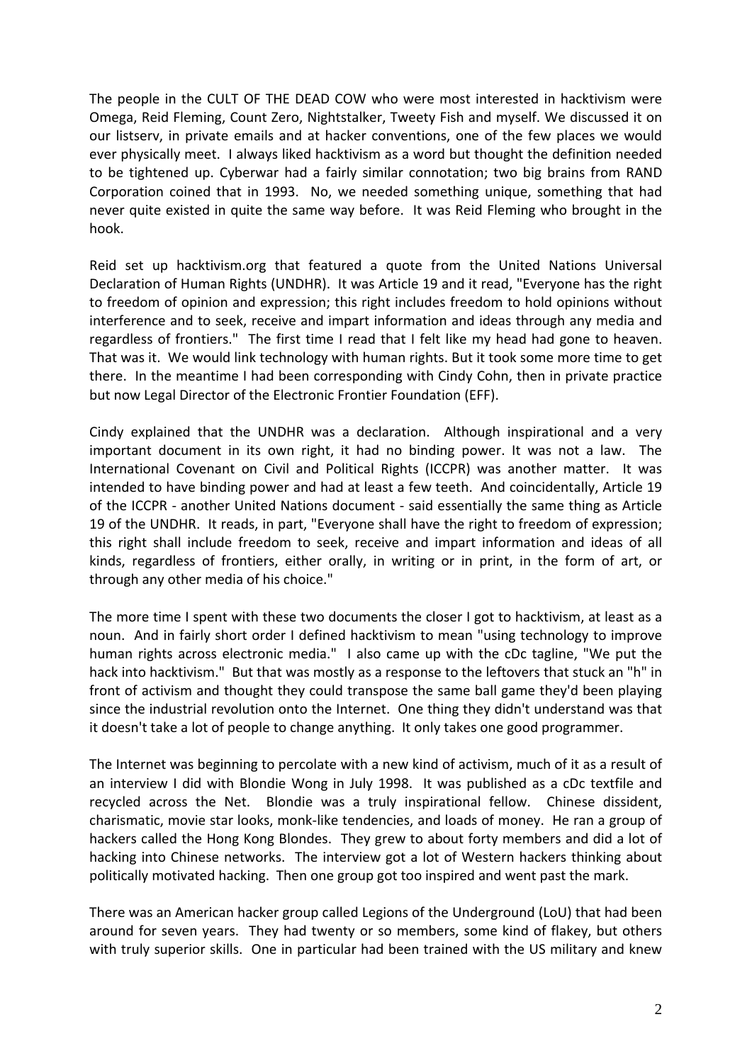The people in the CULT OF THE DEAD COW who were most interested in hacktivism were Omega, Reid Fleming, Count Zero, Nightstalker, Tweety Fish and myself. We discussed it on our listserv, in private emails and at hacker conventions, one of the few places we would ever physically meet. I always liked hacktivism as a word but thought the definition needed to be tightened up. Cyberwar had a fairly similar connotation; two big brains from RAND Corporation coined that in 1993. No, we needed something unique, something that had never quite existed in quite the same way before. It was Reid Fleming who brought in the hook.

Reid set up hacktivism.org that featured a quote from the United Nations Universal Declaration of Human Rights (UNDHR). It was Article 19 and it read, "Everyone has the right to freedom of opinion and expression; this right includes freedom to hold opinions without interference and to seek, receive and impart information and ideas through any media and regardless of frontiers." The first time I read that I felt like my head had gone to heaven. That was it. We would link technology with human rights. But it took some more time to get there. In the meantime I had been corresponding with Cindy Cohn, then in private practice but now Legal Director of the Electronic Frontier Foundation (EFF).

Cindy explained that the UNDHR was a declaration. Although inspirational and a very important document in its own right, it had no binding power. It was not a law. The International Covenant on Civil and Political Rights (ICCPR) was another matter. It was intended to have binding power and had at least a few teeth. And coincidentally, Article 19 of the ICCPR - another United Nations document - said essentially the same thing as Article 19 of the UNDHR. It reads, in part, "Everyone shall have the right to freedom of expression; this right shall include freedom to seek, receive and impart information and ideas of all kinds, regardless of frontiers, either orally, in writing or in print, in the form of art, or through any other media of his choice."

The more time I spent with these two documents the closer I got to hacktivism, at least as a noun. And in fairly short order I defined hacktivism to mean "using technology to improve human rights across electronic media." I also came up with the cDc tagline, "We put the hack into hacktivism." But that was mostly as a response to the leftovers that stuck an "h" in front of activism and thought they could transpose the same ball game they'd been playing since the industrial revolution onto the Internet. One thing they didn't understand was that it doesn't take a lot of people to change anything. It only takes one good programmer.

The Internet was beginning to percolate with a new kind of activism, much of it as a result of an interview I did with Blondie Wong in July 1998. It was published as a cDc textfile and recycled across the Net. Blondie was a truly inspirational fellow. Chinese dissident, charismatic, movie star looks, monk-like tendencies, and loads of money. He ran a group of hackers called the Hong Kong Blondes. They grew to about forty members and did a lot of hacking into Chinese networks. The interview got a lot of Western hackers thinking about politically motivated hacking. Then one group got too inspired and went past the mark.

There was an American hacker group called Legions of the Underground (LoU) that had been around for seven years. They had twenty or so members, some kind of flakey, but others with truly superior skills. One in particular had been trained with the US military and knew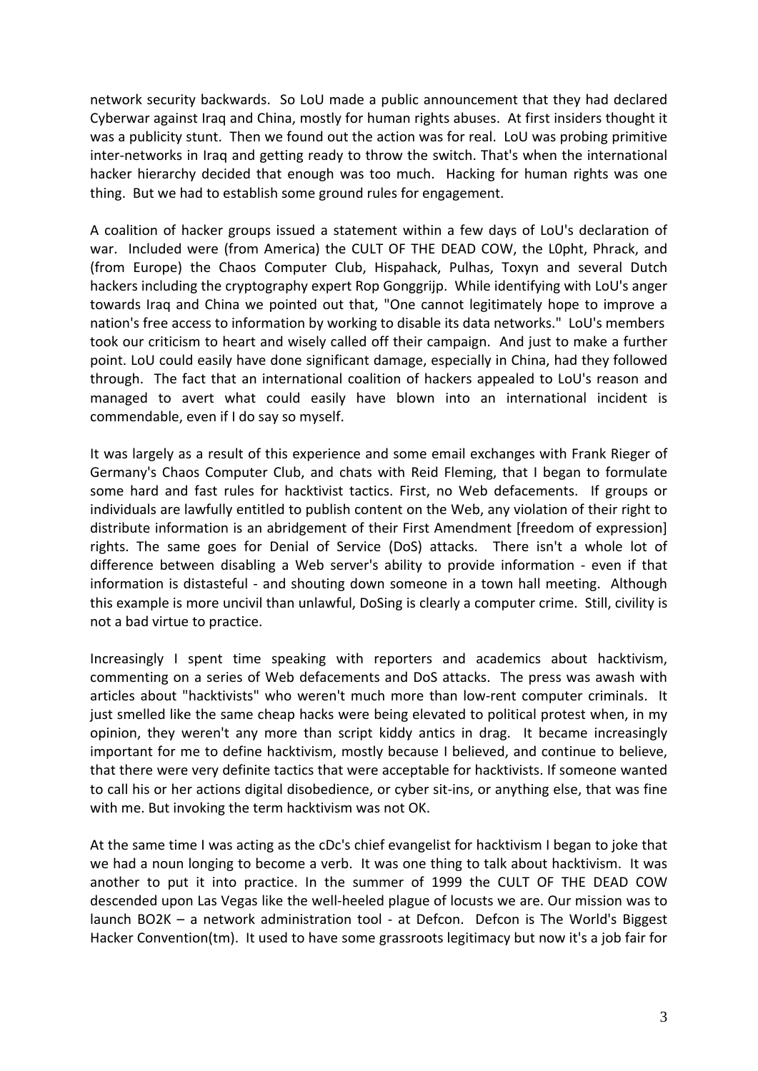network security backwards. So LoU made a public announcement that they had declared Cyberwar against Iraq and China, mostly for human rights abuses. At first insiders thought it was a publicity stunt. Then we found out the action was for real. LoU was probing primitive inter-networks in Iraq and getting ready to throw the switch. That's when the international hacker hierarchy decided that enough was too much. Hacking for human rights was one thing. But we had to establish some ground rules for engagement.

A coalition of hacker groups issued a statement within a few days of LoU's declaration of war. Included were (from America) the CULT OF THE DEAD COW, the L0pht, Phrack, and (from Europe) the Chaos Computer Club, Hispahack, Pulhas, Toxyn and several Dutch hackers including the cryptography expert Rop Gonggrijp. While identifying with LoU's anger towards Iraq and China we pointed out that, "One cannot legitimately hope to improve a nation's free access to information by working to disable its data networks." LoU's members took our criticism to heart and wisely called off their campaign. And just to make a further point. LoU could easily have done significant damage, especially in China, had they followed through. The fact that an international coalition of hackers appealed to LoU's reason and managed to avert what could easily have blown into an international incident is commendable, even if I do say so myself.

It was largely as a result of this experience and some email exchanges with Frank Rieger of Germany's Chaos Computer Club, and chats with Reid Fleming, that I began to formulate some hard and fast rules for hacktivist tactics. First, no Web defacements. If groups or individuals are lawfully entitled to publish content on the Web, any violation of their right to distribute information is an abridgement of their First Amendment [freedom of expression] rights. The same goes for Denial of Service (DoS) attacks. There isn't a whole lot of difference between disabling a Web server's ability to provide information - even if that information is distasteful - and shouting down someone in a town hall meeting. Although this example is more uncivil than unlawful, DoSing is clearly a computer crime. Still, civility is not a bad virtue to practice.

Increasingly I spent time speaking with reporters and academics about hacktivism, commenting on a series of Web defacements and DoS attacks. The press was awash with articles about "hacktivists" who weren't much more than low-rent computer criminals. It just smelled like the same cheap hacks were being elevated to political protest when, in my opinion, they weren't any more than script kiddy antics in drag. It became increasingly important for me to define hacktivism, mostly because I believed, and continue to believe, that there were very definite tactics that were acceptable for hacktivists. If someone wanted to call his or her actions digital disobedience, or cyber sit-ins, or anything else, that was fine with me. But invoking the term hacktivism was not OK.

At the same time I was acting as the cDc's chief evangelist for hacktivism I began to joke that we had a noun longing to become a verb. It was one thing to talk about hacktivism. It was another to put it into practice. In the summer of 1999 the CULT OF THE DEAD COW descended upon Las Vegas like the well-heeled plague of locusts we are. Our mission was to launch BO2K – a network administration tool - at Defcon. Defcon is The World's Biggest Hacker Convention(tm). It used to have some grassroots legitimacy but now it's a job fair for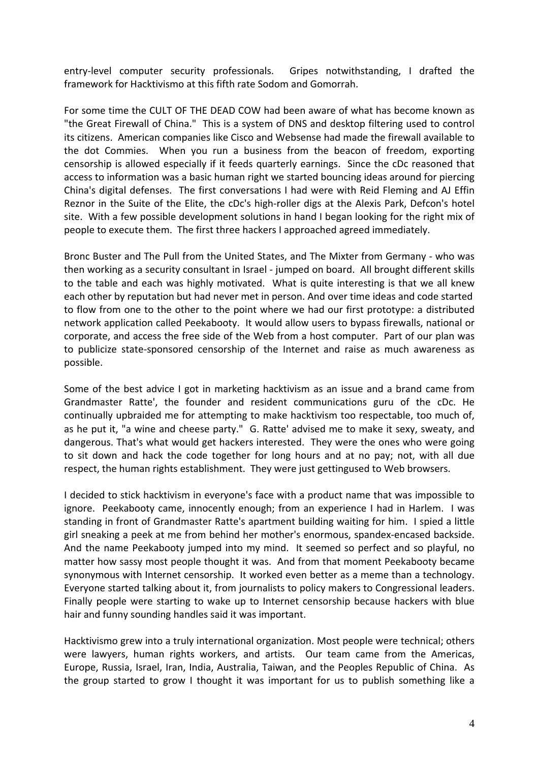entry-level computer security professionals. Gripes notwithstanding, I drafted the framework for Hacktivismo at this fifth rate Sodom and Gomorrah.

For some time the CULT OF THE DEAD COW had been aware of what has become known as "the Great Firewall of China." This is a system of DNS and desktop filtering used to control its citizens. American companies like Cisco and Websense had made the firewall available to the dot Commies. When you run a business from the beacon of freedom, exporting censorship is allowed especially if it feeds quarterly earnings. Since the cDc reasoned that access to information was a basic human right we started bouncing ideas around for piercing China's digital defenses. The first conversations I had were with Reid Fleming and AJ Effin Reznor in the Suite of the Elite, the cDc's high-roller digs at the Alexis Park, Defcon's hotel site. With a few possible development solutions in hand I began looking for the right mix of people to execute them. The first three hackers I approached agreed immediately.

Bronc Buster and The Pull from the United States, and The Mixter from Germany - who was then working as a security consultant in Israel - jumped on board. All brought different skills to the table and each was highly motivated. What is quite interesting is that we all knew each other by reputation but had never met in person. And over time ideas and code started to flow from one to the other to the point where we had our first prototype: a distributed network application called Peekabooty. It would allow users to bypass firewalls, national or corporate, and access the free side of the Web from a host computer. Part of our plan was to publicize state-sponsored censorship of the Internet and raise as much awareness as possible.

Some of the best advice I got in marketing hacktivism as an issue and a brand came from Grandmaster Ratte', the founder and resident communications guru of the cDc. He continually upbraided me for attempting to make hacktivism too respectable, too much of, as he put it, "a wine and cheese party." G. Ratte' advised me to make it sexy, sweaty, and dangerous. That's what would get hackers interested. They were the ones who were going to sit down and hack the code together for long hours and at no pay; not, with all due respect, the human rights establishment. They were just gettingused to Web browsers.

I decided to stick hacktivism in everyone's face with a product name that was impossible to ignore. Peekabooty came, innocently enough; from an experience I had in Harlem. I was standing in front of Grandmaster Ratte's apartment building waiting for him. I spied a little girl sneaking a peek at me from behind her mother's enormous, spandex-encased backside. And the name Peekabooty jumped into my mind. It seemed so perfect and so playful, no matter how sassy most people thought it was. And from that moment Peekabooty became synonymous with Internet censorship. It worked even better as a meme than a technology. Everyone started talking about it, from journalists to policy makers to Congressional leaders. Finally people were starting to wake up to Internet censorship because hackers with blue hair and funny sounding handles said it was important.

Hacktivismo grew into a truly international organization. Most people were technical; others were lawyers, human rights workers, and artists. Our team came from the Americas, Europe, Russia, Israel, Iran, India, Australia, Taiwan, and the Peoples Republic of China. As the group started to grow I thought it was important for us to publish something like a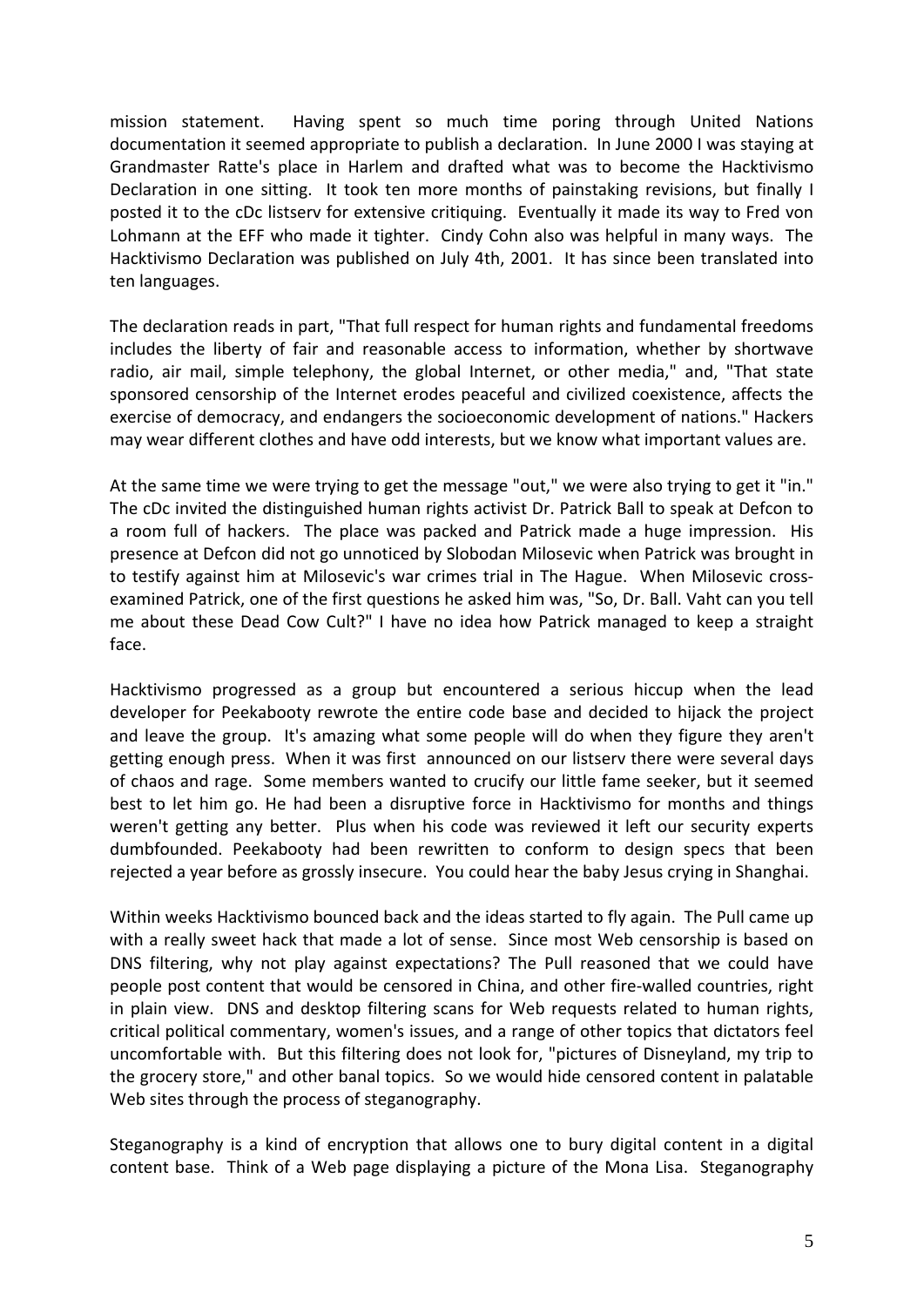mission statement. Having spent so much time poring through United Nations documentation it seemed appropriate to publish a declaration. In June 2000 I was staying at Grandmaster Ratte's place in Harlem and drafted what was to become the Hacktivismo Declaration in one sitting. It took ten more months of painstaking revisions, but finally I posted it to the cDc listserv for extensive critiquing. Eventually it made its way to Fred von Lohmann at the EFF who made it tighter. Cindy Cohn also was helpful in many ways. The Hacktivismo Declaration was published on July 4th, 2001. It has since been translated into ten languages.

The declaration reads in part, "That full respect for human rights and fundamental freedoms includes the liberty of fair and reasonable access to information, whether by shortwave radio, air mail, simple telephony, the global Internet, or other media," and, "That state sponsored censorship of the Internet erodes peaceful and civilized coexistence, affects the exercise of democracy, and endangers the socioeconomic development of nations." Hackers may wear different clothes and have odd interests, but we know what important values are.

At the same time we were trying to get the message "out," we were also trying to get it "in." The cDc invited the distinguished human rights activist Dr. Patrick Ball to speak at Defcon to a room full of hackers. The place was packed and Patrick made a huge impression. His presence at Defcon did not go unnoticed by Slobodan Milosevic when Patrick was brought in to testify against him at Milosevic's war crimes trial in The Hague. When Milosevic cross-examined Patrick, one of the first questions he asked him was, "So, Dr. Ball. Vaht can you tell me about these Dead Cow Cult?" I have no idea how Patrick managed to keep a straight face.

Hacktivismo progressed as a group but encountered a serious hiccup when the lead developer for Peekabooty rewrote the entire code base and decided to hijack the project and leave the group. It's amazing what some people will do when they figure they aren't getting enough press. When it was first announced on our listserv there were several days of chaos and rage. Some members wanted to crucify our little fame seeker, but it seemed best to let him go. He had been a disruptive force in Hacktivismo for months and things weren't getting any better. Plus when his code was reviewed it left our security experts dumbfounded. Peekabooty had been rewritten to conform to design specs that been rejected a year before as grossly insecure. You could hear the baby Jesus crying in Shanghai.

Within weeks Hacktivismo bounced back and the ideas started to fly again. The Pull came up with a really sweet hack that made a lot of sense. Since most Web censorship is based on DNS filtering, why not play against expectations? The Pull reasoned that we could have people post content that would be censored in China, and other fire-walled countries, right in plain view. DNS and desktop filtering scans for Web requests related to human rights, critical political commentary, women's issues, and a range of other topics that dictators feel uncomfortable with. But this filtering does not look for, "pictures of Disneyland, my trip to the grocery store," and other banal topics. So we would hide censored content in palatable Web sites through the process of steganography.

Steganography is a kind of encryption that allows one to bury digital content in a digital content base. Think of a Web page displaying a picture of the Mona Lisa. Steganography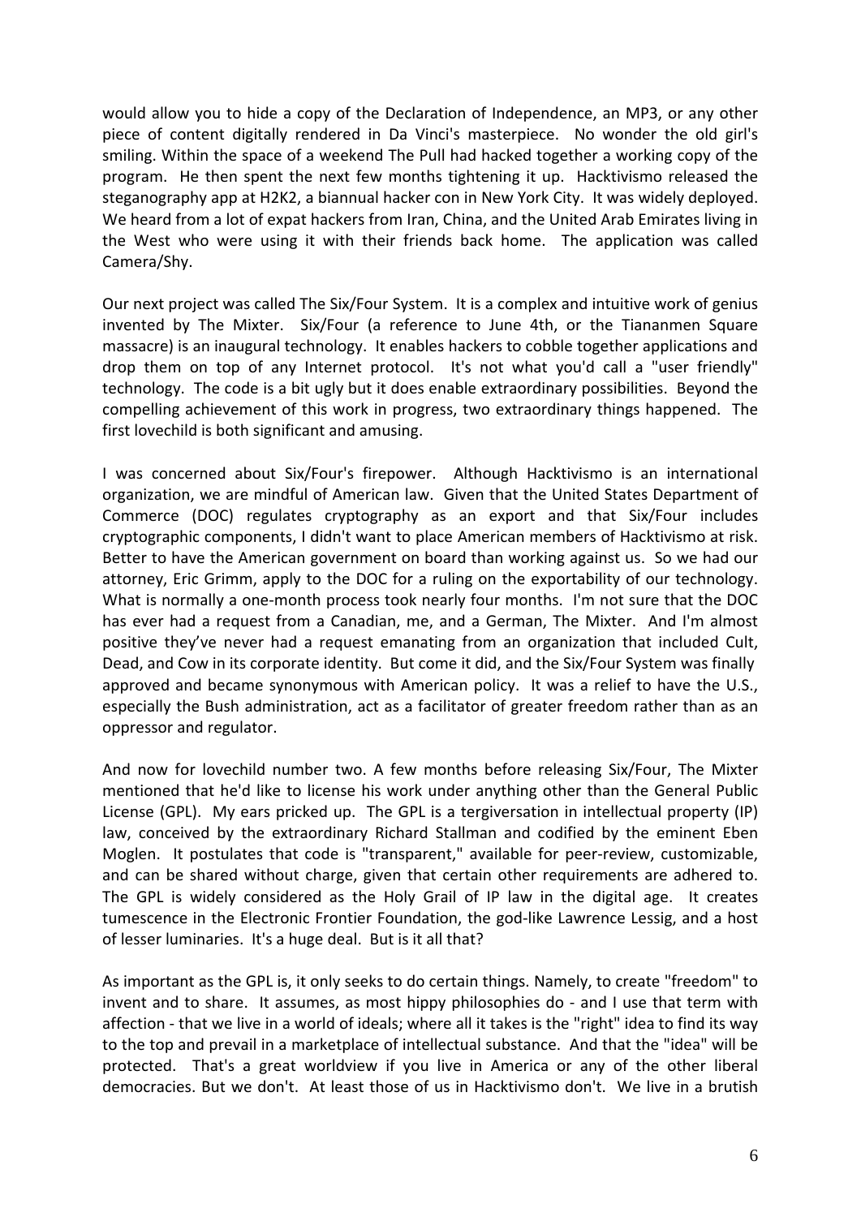would allow you to hide a copy of the Declaration of Independence, an MP3, or any other piece of content digitally rendered in Da Vinci's masterpiece. No wonder the old girl's smiling. Within the space of a weekend The Pull had hacked together a working copy of the program. He then spent the next few months tightening it up. Hacktivismo released the steganography app at H2K2, a biannual hacker con in New York City. It was widely deployed. We heard from a lot of expat hackers from Iran, China, and the United Arab Emirates living in the West who were using it with their friends back home. The application was called Camera/Shy.

Our next project was called The Six/Four System. It is a complex and intuitive work of genius invented by The Mixter. Six/Four (a reference to June 4th, or the Tiananmen Square massacre) is an inaugural technology. It enables hackers to cobble together applications and drop them on top of any Internet protocol. It's not what you'd call a "user friendly" technology. The code is a bit ugly but it does enable extraordinary possibilities. Beyond the compelling achievement of this work in progress, two extraordinary things happened. The first lovechild is both significant and amusing.

I was concerned about Six/Four's firepower. Although Hacktivismo is an international organization, we are mindful of American law. Given that the United States Department of Commerce (DOC) regulates cryptography as an export and that Six/Four includes cryptographic components, I didn't want to place American members of Hacktivismo at risk. Better to have the American government on board than working against us. So we had our attorney, Eric Grimm, apply to the DOC for a ruling on the exportability of our technology. What is normally a one-month process took nearly four months. I'm not sure that the DOC has ever had a request from a Canadian, me, and a German, The Mixter. And I'm almost positive they've never had a request emanating from an organization that included Cult, Dead, and Cow in its corporate identity. But come it did, and the Six/Four System was finally approved and became synonymous with American policy. It was a relief to have the U.S., especially the Bush administration, act as a facilitator of greater freedom rather than as an oppressor and regulator.

And now for lovechild number two. A few months before releasing Six/Four, The Mixter mentioned that he'd like to license his work under anything other than the General Public License (GPL). My ears pricked up. The GPL is a tergiversation in intellectual property (IP) law, conceived by the extraordinary Richard Stallman and codified by the eminent Eben Moglen. It postulates that code is "transparent," available for peer-review, customizable, and can be shared without charge, given that certain other requirements are adhered to. The GPL is widely considered as the Holy Grail of IP law in the digital age. It creates tumescence in the Electronic Frontier Foundation, the god-like Lawrence Lessig, and a host of lesser luminaries. It's a huge deal. But is it all that?

As important as the GPL is, it only seeks to do certain things. Namely, to create "freedom" to invent and to share. It assumes, as most hippy philosophies do - and I use that term with affection - that we live in a world of ideals; where all it takes is the "right" idea to find its way to the top and prevail in a marketplace of intellectual substance. And that the "idea" will be protected. That's a great worldview if you live in America or any of the other liberal democracies. But we don't. At least those of us in Hacktivismo don't. We live in a brutish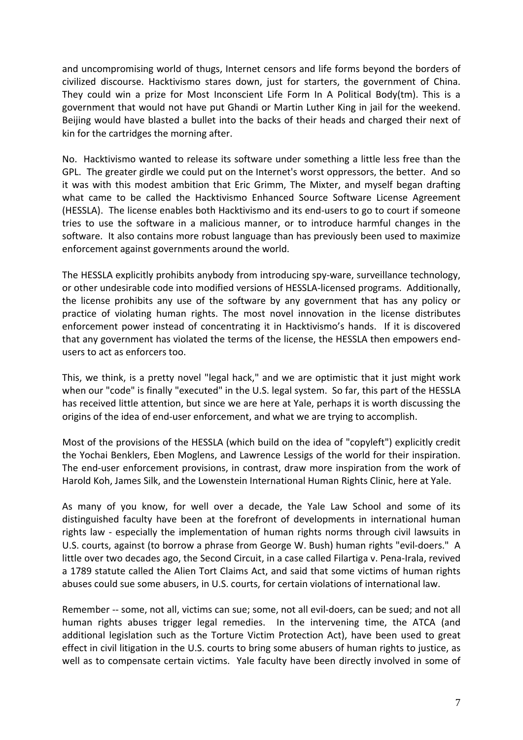and uncompromising world of thugs, Internet censors and life forms beyond the borders of civilized discourse. Hacktivismo stares down, just for starters, the government of China. They could win a prize for Most Inconscient Life Form In A Political Body(tm). This is a government that would not have put Ghandi or Martin Luther King in jail for the weekend. Beijing would have blasted a bullet into the backs of their heads and charged their next of kin for the cartridges the morning after.

No. Hacktivismo wanted to release its software under something a little less free than the GPL. The greater girdle we could put on the Internet's worst oppressors, the better. And so it was with this modest ambition that Eric Grimm, The Mixter, and myself began drafting what came to be called the Hacktivismo Enhanced Source Software License Agreement (HESSLA). The license enables both Hacktivismo and its end-users to go to court if someone tries to use the software in a malicious manner, or to introduce harmful changes in the software. It also contains more robust language than has previously been used to maximize enforcement against governments around the world.

The HESSLA explicitly prohibits anybody from introducing spy-ware, surveillance technology, or other undesirable code into modified versions of HESSLA-licensed programs. Additionally, the license prohibits any use of the software by any government that has any policy or practice of violating human rights. The most novel innovation in the license distributes enforcement power instead of concentrating it in Hacktivismo's hands. If it is discovered that any government has violated the terms of the license, the HESSLA then empowers end-users to act as enforcers too.

This, we think, is a pretty novel "legal hack," and we are optimistic that it just might work when our "code" is finally "executed" in the U.S. legal system. So far, this part of the HESSLA has received little attention, but since we are here at Yale, perhaps it is worth discussing the origins of the idea of end-user enforcement, and what we are trying to accomplish.

Most of the provisions of the HESSLA (which build on the idea of "copyleft") explicitly credit the Yochai Benklers, Eben Moglens, and Lawrence Lessigs of the world for their inspiration. The end-user enforcement provisions, in contrast, draw more inspiration from the work of Harold Koh, James Silk, and the Lowenstein International Human Rights Clinic, here at Yale.

As many of you know, for well over a decade, the Yale Law School and some of its distinguished faculty have been at the forefront of developments in international human rights law - especially the implementation of human rights norms through civil lawsuits in U.S. courts, against (to borrow a phrase from George W. Bush) human rights "evil-doers." A little over two decades ago, the Second Circuit, in a case called Filartiga v. Pena-Irala, revived a 1789 statute called the Alien Tort Claims Act, and said that some victims of human rights abuses could sue some abusers, in U.S. courts, for certain violations of international law.

Remember -- some, not all, victims can sue; some, not all evil-doers, can be sued; and not all human rights abuses trigger legal remedies. In the intervening time, the ATCA (and additional legislation such as the Torture Victim Protection Act), have been used to great effect in civil litigation in the U.S. courts to bring some abusers of human rights to justice, as well as to compensate certain victims. Yale faculty have been directly involved in some of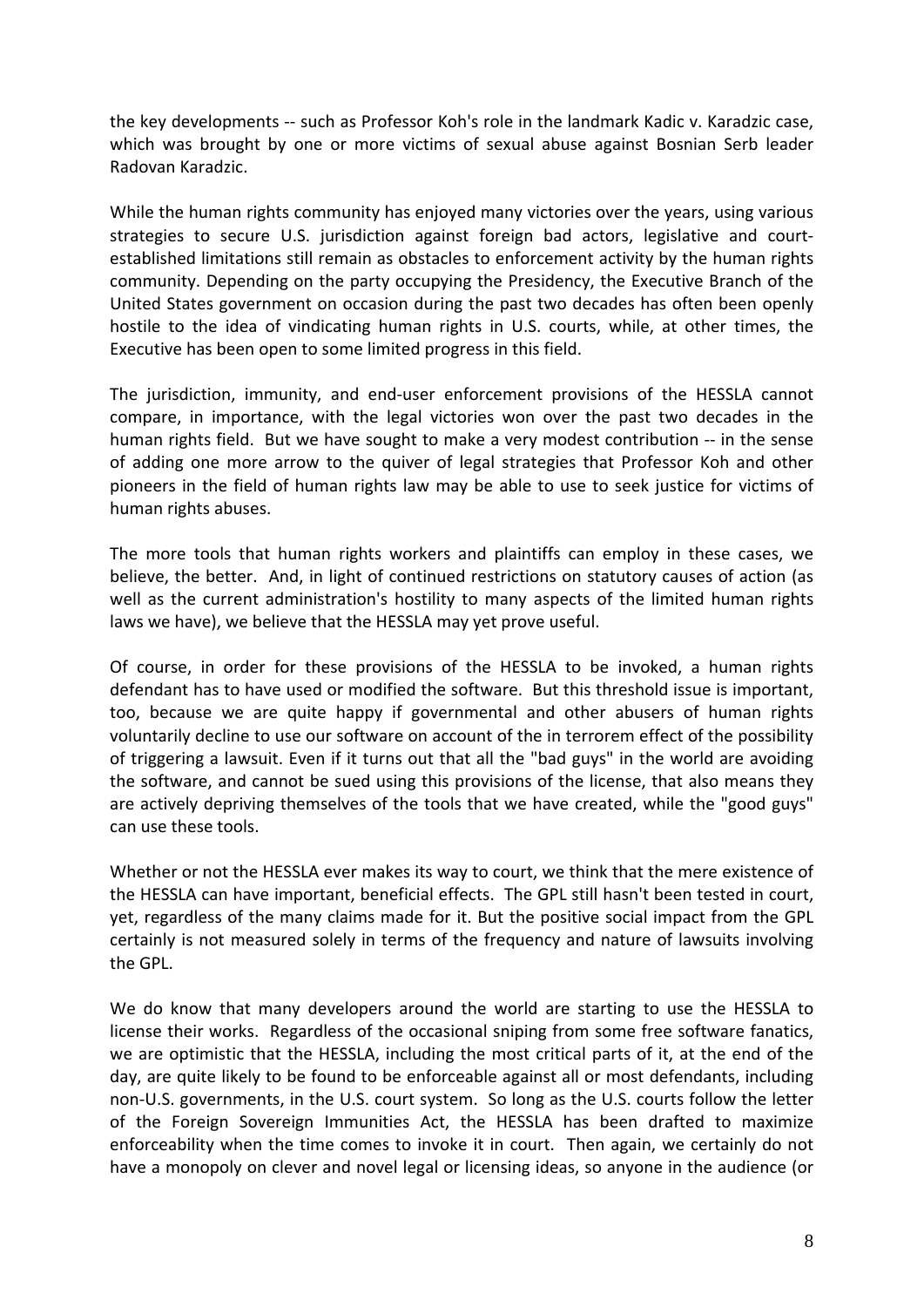the key developments -- such as Professor Koh's role in the landmark Kadic v. Karadzic case, which was brought by one or more victims of sexual abuse against Bosnian Serb leader Radovan Karadzic.

While the human rights community has enjoyed many victories over the years, using various strategies to secure U.S. jurisdiction against foreign bad actors, legislative and court-established limitations still remain as obstacles to enforcement activity by the human rights community. Depending on the party occupying the Presidency, the Executive Branch of the United States government on occasion during the past two decades has often been openly hostile to the idea of vindicating human rights in U.S. courts, while, at other times, the Executive has been open to some limited progress in this field.

The jurisdiction, immunity, and end-user enforcement provisions of the HESSLA cannot compare, in importance, with the legal victories won over the past two decades in the human rights field. But we have sought to make a very modest contribution -- in the sense of adding one more arrow to the quiver of legal strategies that Professor Koh and other pioneers in the field of human rights law may be able to use to seek justice for victims of human rights abuses.

The more tools that human rights workers and plaintiffs can employ in these cases, we believe, the better. And, in light of continued restrictions on statutory causes of action (as well as the current administration's hostility to many aspects of the limited human rights laws we have), we believe that the HESSLA may yet prove useful.

Of course, in order for these provisions of the HESSLA to be invoked, a human rights defendant has to have used or modified the software. But this threshold issue is important, too, because we are quite happy if governmental and other abusers of human rights voluntarily decline to use our software on account of the in terrorem effect of the possibility of triggering a lawsuit. Even if it turns out that all the "bad guys" in the world are avoiding the software, and cannot be sued using this provisions of the license, that also means they are actively depriving themselves of the tools that we have created, while the "good guys" can use these tools.

Whether or not the HESSLA ever makes its way to court, we think that the mere existence of the HESSLA can have important, beneficial effects. The GPL still hasn't been tested in court, yet, regardless of the many claims made for it. But the positive social impact from the GPL certainly is not measured solely in terms of the frequency and nature of lawsuits involving the GPL.

We do know that many developers around the world are starting to use the HESSLA to license their works. Regardless of the occasional sniping from some free software fanatics, we are optimistic that the HESSLA, including the most critical parts of it, at the end of the day, are quite likely to be found to be enforceable against all or most defendants, including non-U.S. governments, in the U.S. court system. So long as the U.S. courts follow the letter of the Foreign Sovereign Immunities Act, the HESSLA has been drafted to maximize enforceability when the time comes to invoke it in court. Then again, we certainly do not have a monopoly on clever and novel legal or licensing ideas, so anyone in the audience (or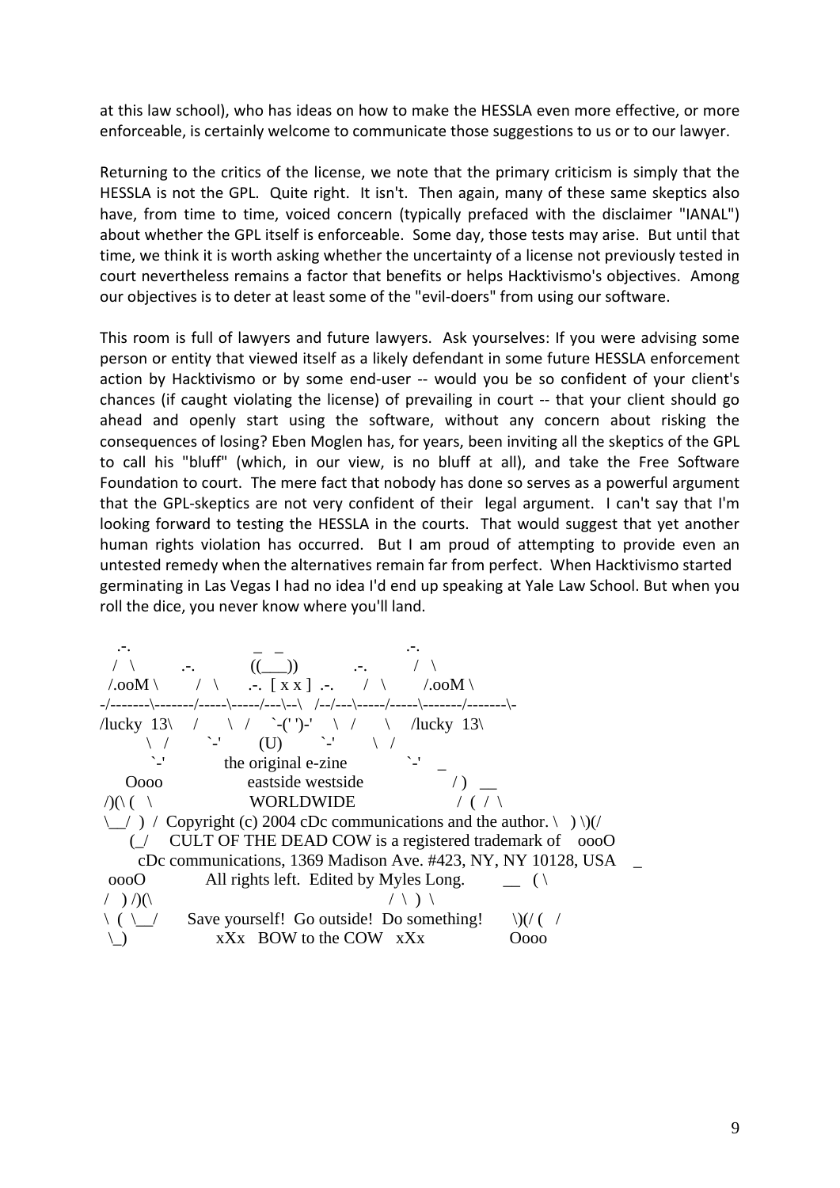at this law school), who has ideas on how to make the HESSLA even more effective, or more enforceable, is certainly welcome to communicate those suggestions to us or to our lawyer.

Returning to the critics of the license, we note that the primary criticism is simply that the HESSLA is not the GPL. Quite right. It isn't. Then again, many of these same skeptics also have, from time to time, voiced concern (typically prefaced with the disclaimer "IANAL") about whether the GPL itself is enforceable. Some day, those tests may arise. But until that time, we think it is worth asking whether the uncertainty of a license not previously tested in court nevertheless remains a factor that benefits or helps Hacktivismo's objectives. Among our objectives is to deter at least some of the "evil-doers" from using our software.

This room is full of lawyers and future lawyers. Ask yourselves: If you were advising some person or entity that viewed itself as a likely defendant in some future HESSLA enforcement action by Hacktivismo or by some end-user -- would you be so confident of your client's chances (if caught violating the license) of prevailing in court -- that your client should go ahead and openly start using the software, without any concern about risking the consequences of losing? Eben Moglen has, for years, been inviting all the skeptics of the GPL to call his "bluff" (which, in our view, is no bluff at all), and take the Free Software Foundation to court. The mere fact that nobody has done so serves as a powerful argument that the GPL-skeptics are not very confident of their legal argument. I can't say that I'm looking forward to testing the HESSLA in the courts. That would suggest that yet another human rights violation has occurred. But I am proud of attempting to provide even an untested remedy when the alternatives remain far from perfect. When Hacktivismo started germinating in Las Vegas I had no idea I'd end up speaking at Yale Law School. But when you roll the dice, you never know where you'll land.

```
   .-.                    _  _                    .-.
  /   \         .-.      ((___))        .-.      /   \
 /.ooM \       /   \     .-. [ x x ] .-.   /   \      /.ooM \
-/-------\-------/-----\-----/---\--\   /--/---\-----/-----\-------/-------\-
/lucky  13\     /       \  /     `-(' ')-'    \  /      \     /lucky  13\
         \  /          `-'        (U)        `-'        \  /
          `-'            the original e-zine            `-'    _
     Oooo                eastside westside                 / )  __
 /)(\ (   \                  WORLDWIDE                    /  (  /  \
 \__/  )  /  Copyright (c) 2004 cDc communications and the author. \   ) \)(/
     (_/    CULT OF THE DEAD COW is a registered trademark of    oooO
       cDc communications, 1369 Madison Ave. #423, NY, NY 10128, USA    _
  oooO           All rights left.  Edited by Myles Long.         __   ( \
 /   ) /)(\                                          /  \  )  \
 \  (  \__/      Save yourself!  Go outside!  Do something!       \)(/  (   /
  \_)                xXx   BOW to the COW   xXx                  Oooo
```